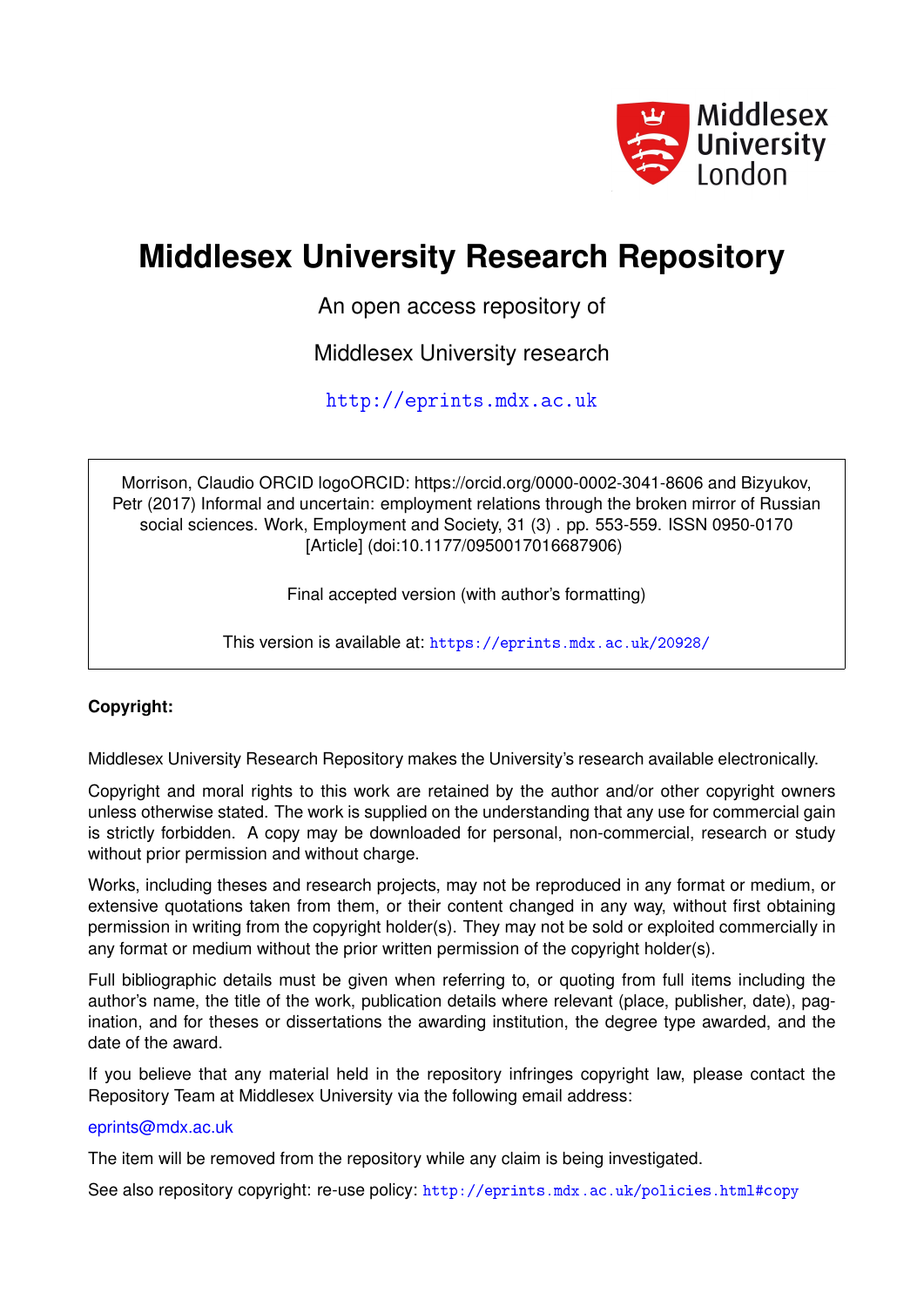Middlesex University London

# Middlesex University Research Repository

An open access repository of

Middlesex University research

http://eprints.mdx.ac.uk

Morrison, Claudio ORCID logoORCID: https://orcid.org/0000-0002-3041-8606 and Bizyukov, Petr (2017) Informal and uncertain: employment relations through the broken mirror of Russian social sciences. Work, Employment and Society, 31 (3) . pp. 553-559. ISSN 0950-0170 [Article] (doi:10.1177/0950017016687906)

Final accepted version (with author's formatting)

This version is available at: https://eprints.mdx.ac.uk/20928/

**Copyright:**

Middlesex University Research Repository makes the University's research available electronically.

Copyright and moral rights to this work are retained by the author and/or other copyright owners unless otherwise stated. The work is supplied on the understanding that any use for commercial gain is strictly forbidden. A copy may be downloaded for personal, non-commercial, research or study without prior permission and without charge.

Works, including theses and research projects, may not be reproduced in any format or medium, or extensive quotations taken from them, or their content changed in any way, without first obtaining permission in writing from the copyright holder(s). They may not be sold or exploited commercially in any format or medium without the prior written permission of the copyright holder(s).

Full bibliographic details must be given when referring to, or quoting from full items including the author's name, the title of the work, publication details where relevant (place, publisher, date), pagination, and for theses or dissertations the awarding institution, the degree type awarded, and the date of the award.

If you believe that any material held in the repository infringes copyright law, please contact the Repository Team at Middlesex University via the following email address:

eprints@mdx.ac.uk

The item will be removed from the repository while any claim is being investigated.

See also repository copyright: re-use policy: http://eprints.mdx.ac.uk/policies.html#copy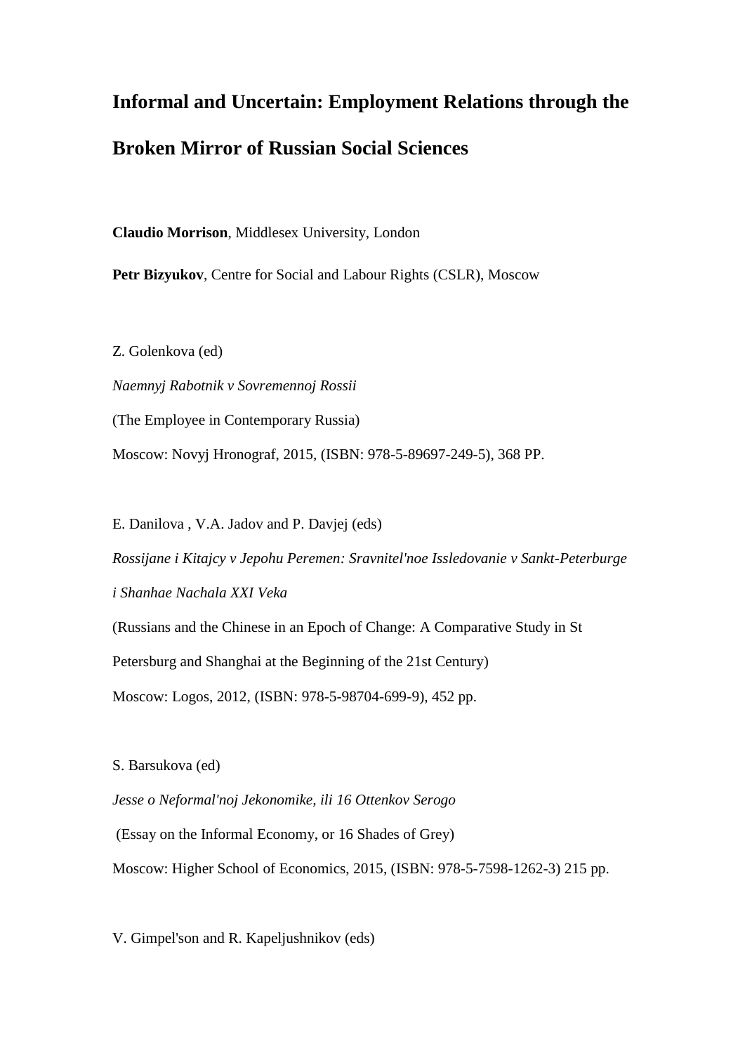# Informal and Uncertain: Employment Relations through the Broken Mirror of Russian Social Sciences

**Claudio Morrison**, Middlesex University, London

**Petr Bizyukov**, Centre for Social and Labour Rights (CSLR), Moscow

Z. Golenkova (ed)

*Naemnyj Rabotnik v Sovremennoj Rossii*

(The Employee in Contemporary Russia)

Moscow: Novyj Hronograf, 2015, (ISBN: 978-5-89697-249-5), 368 PP.

E. Danilova , V.A. Jadov and P. Davjej (eds)

*Rossijane i Kitajcy v Jepohu Peremen: Sravnitel'noe Issledovanie v Sankt-Peterburge i Shanhae Nachala XXI Veka*

(Russians and the Chinese in an Epoch of Change: A Comparative Study in St Petersburg and Shanghai at the Beginning of the 21st Century)

Moscow: Logos, 2012, (ISBN: 978-5-98704-699-9), 452 pp.

S. Barsukova (ed)

*Jesse o Neformal'noj Jekonomike, ili 16 Ottenkov Serogo*

(Essay on the Informal Economy, or 16 Shades of Grey)

Moscow: Higher School of Economics, 2015, (ISBN: 978-5-7598-1262-3) 215 pp.

V. Gimpel'son and R. Kapeljushnikov (eds)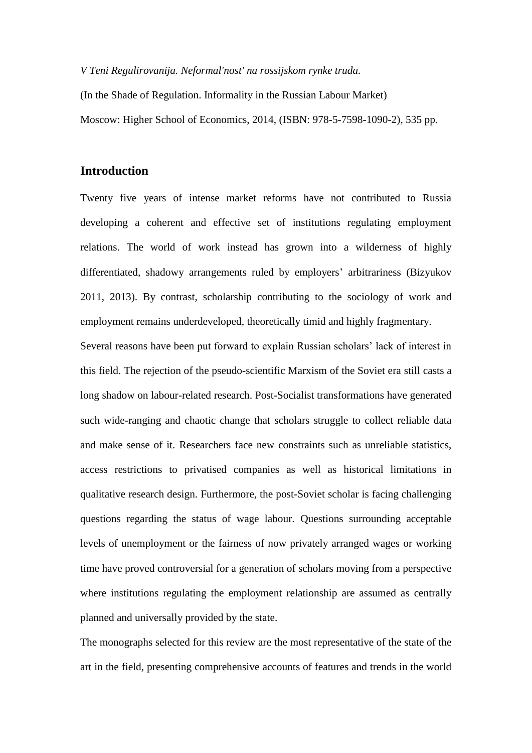*V Teni Regulirovanija. Neformal'nost' na rossijskom rynke truda.*

(In the Shade of Regulation. Informality in the Russian Labour Market)

Moscow: Higher School of Economics, 2014, (ISBN: 978-5-7598-1090-2), 535 pp.

## Introduction

Twenty five years of intense market reforms have not contributed to Russia developing a coherent and effective set of institutions regulating employment relations. The world of work instead has grown into a wilderness of highly differentiated, shadowy arrangements ruled by employers' arbitrariness (Bizyukov 2011, 2013). By contrast, scholarship contributing to the sociology of work and employment remains underdeveloped, theoretically timid and highly fragmentary.

Several reasons have been put forward to explain Russian scholars' lack of interest in this field. The rejection of the pseudo-scientific Marxism of the Soviet era still casts a long shadow on labour-related research. Post-Socialist transformations have generated such wide-ranging and chaotic change that scholars struggle to collect reliable data and make sense of it. Researchers face new constraints such as unreliable statistics, access restrictions to privatised companies as well as historical limitations in qualitative research design. Furthermore, the post-Soviet scholar is facing challenging questions regarding the status of wage labour. Questions surrounding acceptable levels of unemployment or the fairness of now privately arranged wages or working time have proved controversial for a generation of scholars moving from a perspective where institutions regulating the employment relationship are assumed as centrally planned and universally provided by the state.

The monographs selected for this review are the most representative of the state of the art in the field, presenting comprehensive accounts of features and trends in the world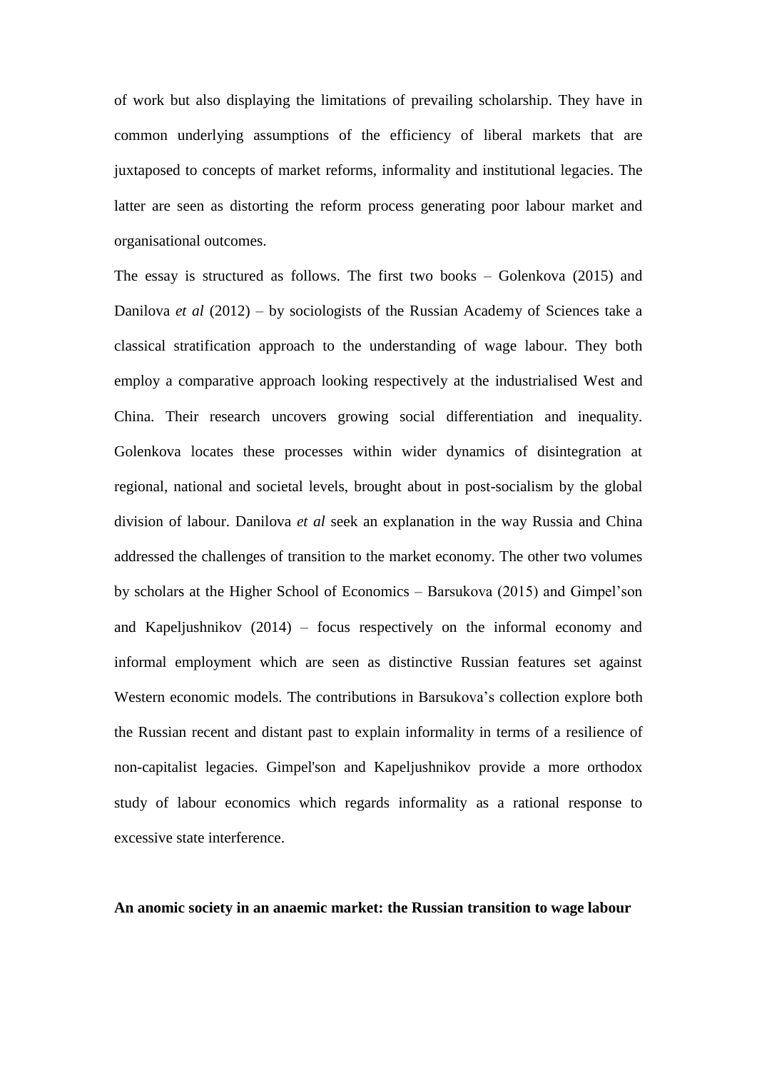of work but also displaying the limitations of prevailing scholarship. They have in common underlying assumptions of the efficiency of liberal markets that are juxtaposed to concepts of market reforms, informality and institutional legacies. The latter are seen as distorting the reform process generating poor labour market and organisational outcomes.

The essay is structured as follows. The first two books – Golenkova (2015) and Danilova *et al* (2012) – by sociologists of the Russian Academy of Sciences take a classical stratification approach to the understanding of wage labour. They both employ a comparative approach looking respectively at the industrialised West and China. Their research uncovers growing social differentiation and inequality. Golenkova locates these processes within wider dynamics of disintegration at regional, national and societal levels, brought about in post-socialism by the global division of labour. Danilova *et al* seek an explanation in the way Russia and China addressed the challenges of transition to the market economy. The other two volumes by scholars at the Higher School of Economics – Barsukova (2015) and Gimpel'son and Kapeljushnikov (2014) – focus respectively on the informal economy and informal employment which are seen as distinctive Russian features set against Western economic models. The contributions in Barsukova's collection explore both the Russian recent and distant past to explain informality in terms of a resilience of non-capitalist legacies. Gimpel'son and Kapeljushnikov provide a more orthodox study of labour economics which regards informality as a rational response to excessive state interference.

**An anomic society in an anaemic market: the Russian transition to wage labour**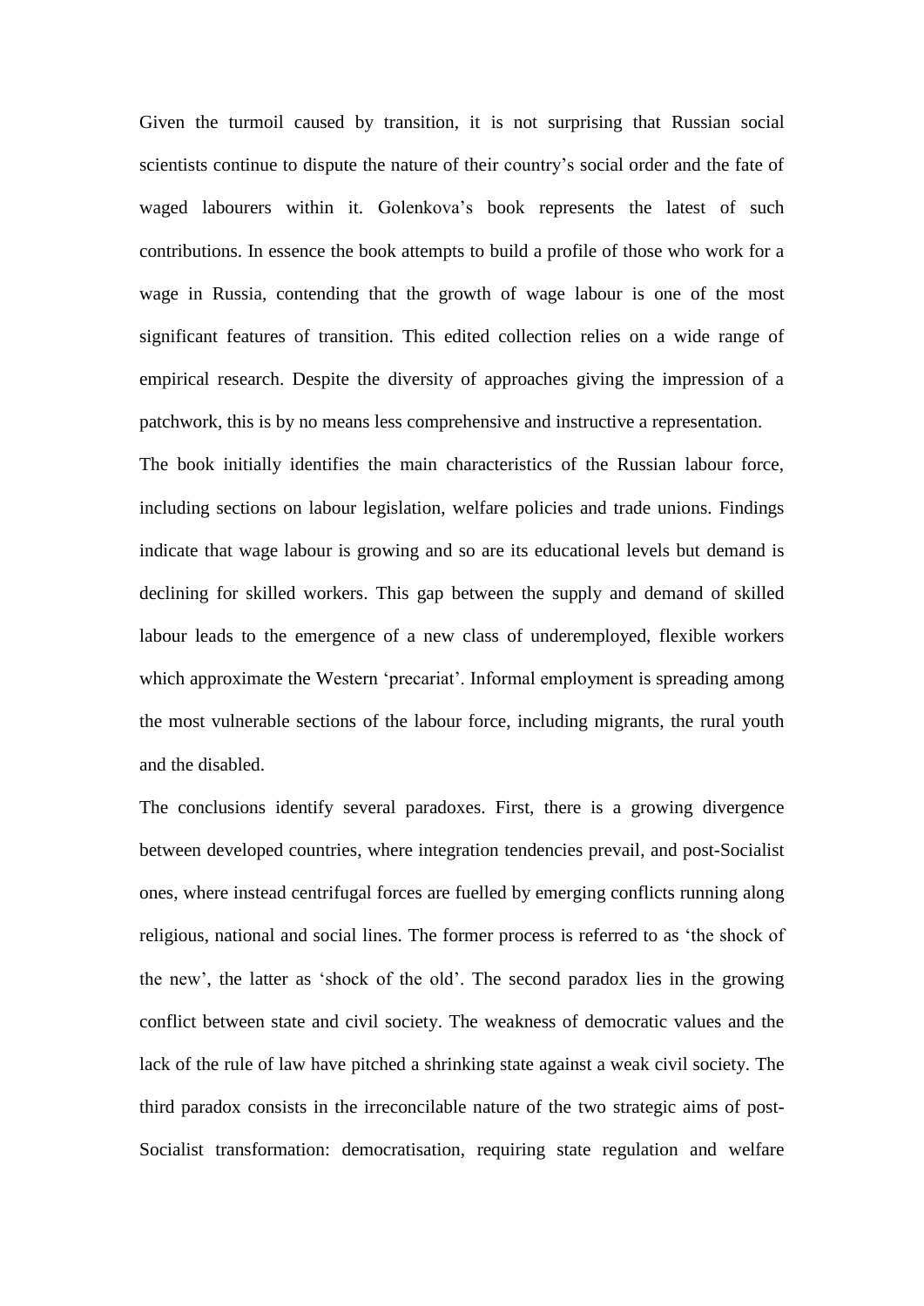Given the turmoil caused by transition, it is not surprising that Russian social scientists continue to dispute the nature of their country's social order and the fate of waged labourers within it. Golenkova's book represents the latest of such contributions. In essence the book attempts to build a profile of those who work for a wage in Russia, contending that the growth of wage labour is one of the most significant features of transition. This edited collection relies on a wide range of empirical research. Despite the diversity of approaches giving the impression of a patchwork, this is by no means less comprehensive and instructive a representation.

The book initially identifies the main characteristics of the Russian labour force, including sections on labour legislation, welfare policies and trade unions. Findings indicate that wage labour is growing and so are its educational levels but demand is declining for skilled workers. This gap between the supply and demand of skilled labour leads to the emergence of a new class of underemployed, flexible workers which approximate the Western 'precariat'. Informal employment is spreading among the most vulnerable sections of the labour force, including migrants, the rural youth and the disabled.

The conclusions identify several paradoxes. First, there is a growing divergence between developed countries, where integration tendencies prevail, and post-Socialist ones, where instead centrifugal forces are fuelled by emerging conflicts running along religious, national and social lines. The former process is referred to as 'the shock of the new', the latter as 'shock of the old'. The second paradox lies in the growing conflict between state and civil society. The weakness of democratic values and the lack of the rule of law have pitched a shrinking state against a weak civil society. The third paradox consists in the irreconcilable nature of the two strategic aims of post-Socialist transformation: democratisation, requiring state regulation and welfare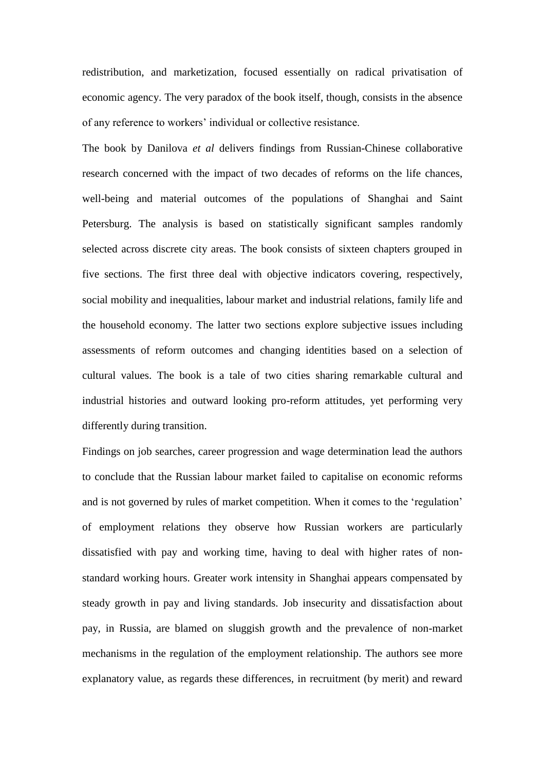redistribution, and marketization, focused essentially on radical privatisation of economic agency. The very paradox of the book itself, though, consists in the absence of any reference to workers' individual or collective resistance.

The book by Danilova *et al* delivers findings from Russian-Chinese collaborative research concerned with the impact of two decades of reforms on the life chances, well-being and material outcomes of the populations of Shanghai and Saint Petersburg. The analysis is based on statistically significant samples randomly selected across discrete city areas. The book consists of sixteen chapters grouped in five sections. The first three deal with objective indicators covering, respectively, social mobility and inequalities, labour market and industrial relations, family life and the household economy. The latter two sections explore subjective issues including assessments of reform outcomes and changing identities based on a selection of cultural values. The book is a tale of two cities sharing remarkable cultural and industrial histories and outward looking pro-reform attitudes, yet performing very differently during transition.

Findings on job searches, career progression and wage determination lead the authors to conclude that the Russian labour market failed to capitalise on economic reforms and is not governed by rules of market competition. When it comes to the 'regulation' of employment relations they observe how Russian workers are particularly dissatisfied with pay and working time, having to deal with higher rates of non-standard working hours. Greater work intensity in Shanghai appears compensated by steady growth in pay and living standards. Job insecurity and dissatisfaction about pay, in Russia, are blamed on sluggish growth and the prevalence of non-market mechanisms in the regulation of the employment relationship. The authors see more explanatory value, as regards these differences, in recruitment (by merit) and reward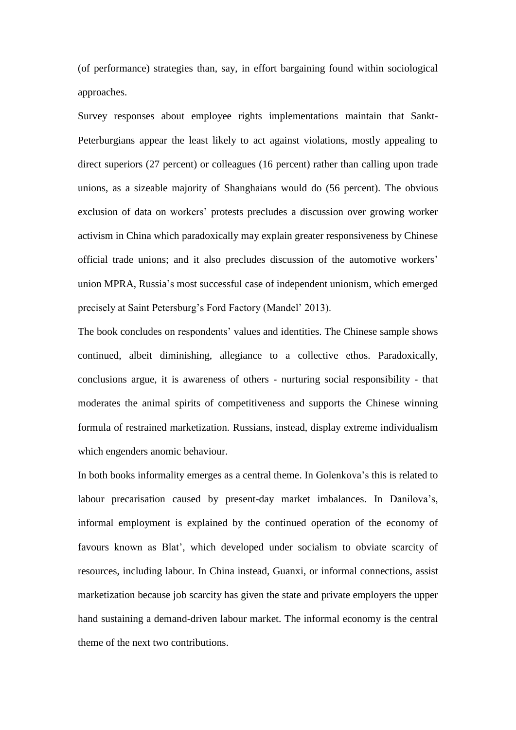(of performance) strategies than, say, in effort bargaining found within sociological approaches.

Survey responses about employee rights implementations maintain that Sankt-Peterburgians appear the least likely to act against violations, mostly appealing to direct superiors (27 percent) or colleagues (16 percent) rather than calling upon trade unions, as a sizeable majority of Shanghaians would do (56 percent). The obvious exclusion of data on workers' protests precludes a discussion over growing worker activism in China which paradoxically may explain greater responsiveness by Chinese official trade unions; and it also precludes discussion of the automotive workers' union MPRA, Russia's most successful case of independent unionism, which emerged precisely at Saint Petersburg's Ford Factory (Mandel' 2013).

The book concludes on respondents' values and identities. The Chinese sample shows continued, albeit diminishing, allegiance to a collective ethos. Paradoxically, conclusions argue, it is awareness of others - nurturing social responsibility - that moderates the animal spirits of competitiveness and supports the Chinese winning formula of restrained marketization. Russians, instead, display extreme individualism which engenders anomic behaviour.

In both books informality emerges as a central theme. In Golenkova's this is related to labour precarisation caused by present-day market imbalances. In Danilova's, informal employment is explained by the continued operation of the economy of favours known as Blat', which developed under socialism to obviate scarcity of resources, including labour. In China instead, Guanxi, or informal connections, assist marketization because job scarcity has given the state and private employers the upper hand sustaining a demand-driven labour market. The informal economy is the central theme of the next two contributions.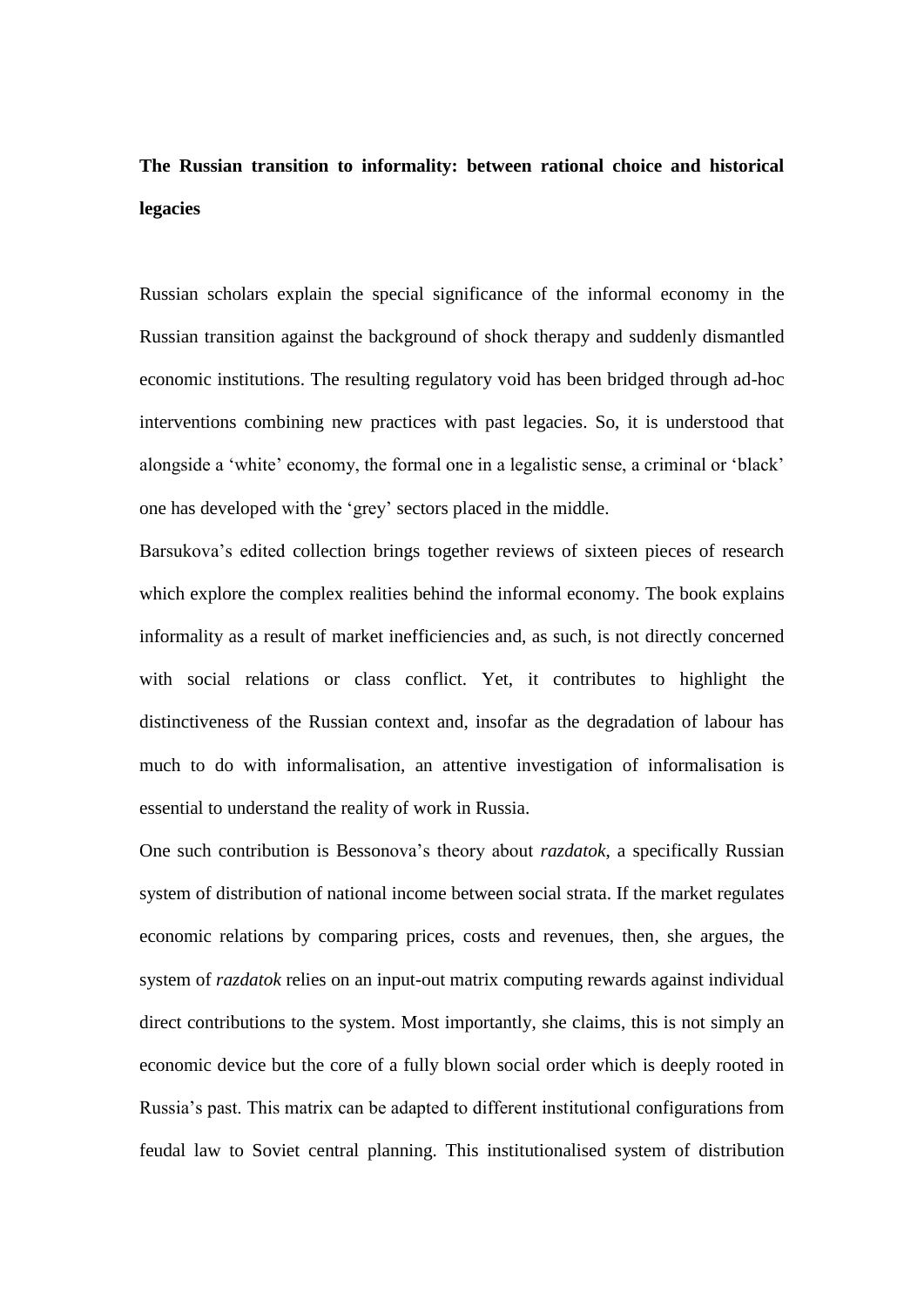**The Russian transition to informality: between rational choice and historical legacies**

Russian scholars explain the special significance of the informal economy in the Russian transition against the background of shock therapy and suddenly dismantled economic institutions. The resulting regulatory void has been bridged through ad-hoc interventions combining new practices with past legacies. So, it is understood that alongside a 'white' economy, the formal one in a legalistic sense, a criminal or 'black' one has developed with the 'grey' sectors placed in the middle.

Barsukova's edited collection brings together reviews of sixteen pieces of research which explore the complex realities behind the informal economy. The book explains informality as a result of market inefficiencies and, as such, is not directly concerned with social relations or class conflict. Yet, it contributes to highlight the distinctiveness of the Russian context and, insofar as the degradation of labour has much to do with informalisation, an attentive investigation of informalisation is essential to understand the reality of work in Russia.

One such contribution is Bessonova's theory about *razdatok*, a specifically Russian system of distribution of national income between social strata. If the market regulates economic relations by comparing prices, costs and revenues, then, she argues, the system of *razdatok* relies on an input-out matrix computing rewards against individual direct contributions to the system. Most importantly, she claims, this is not simply an economic device but the core of a fully blown social order which is deeply rooted in Russia's past. This matrix can be adapted to different institutional configurations from feudal law to Soviet central planning. This institutionalised system of distribution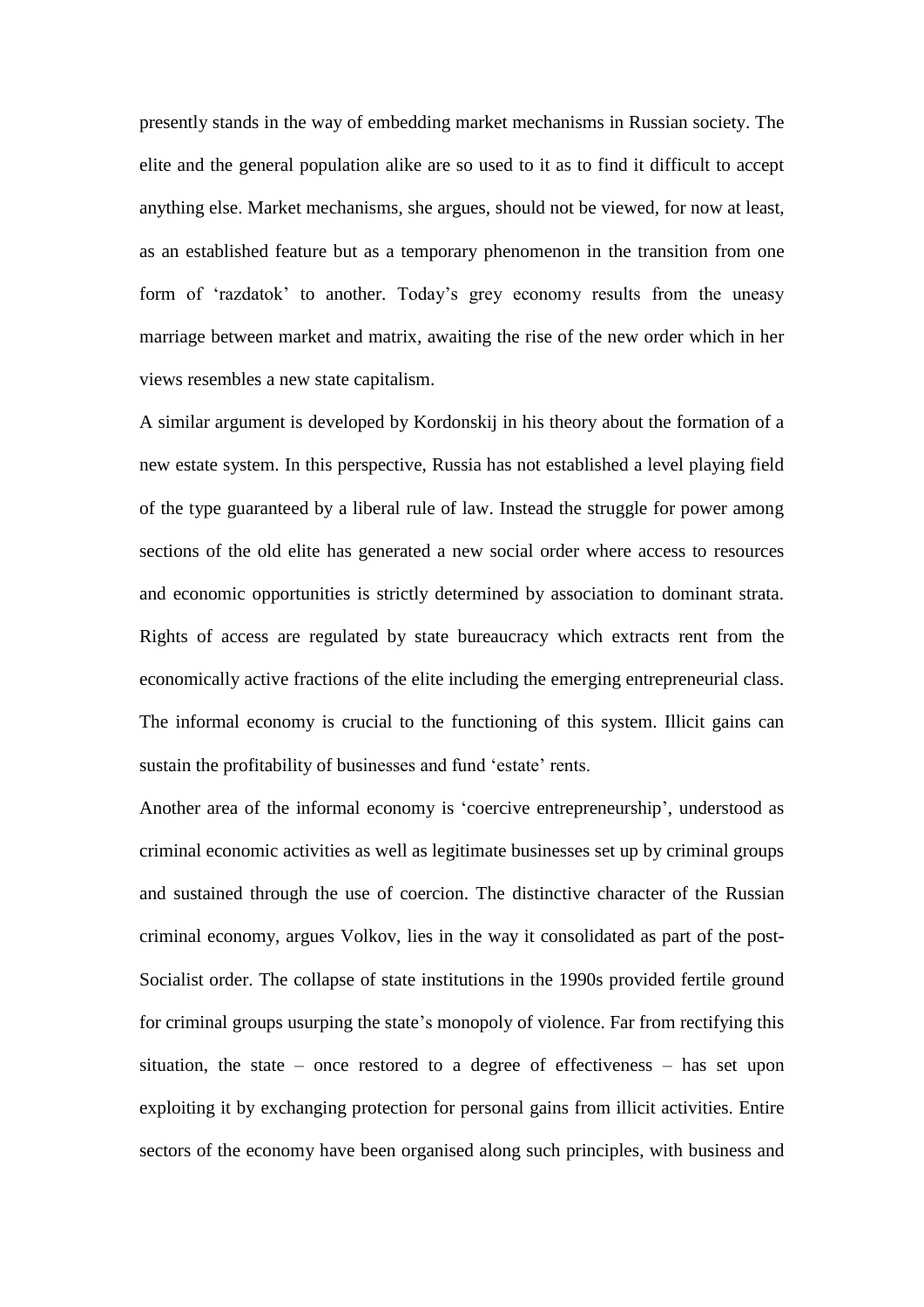presently stands in the way of embedding market mechanisms in Russian society. The elite and the general population alike are so used to it as to find it difficult to accept anything else. Market mechanisms, she argues, should not be viewed, for now at least, as an established feature but as a temporary phenomenon in the transition from one form of 'razdatok' to another. Today's grey economy results from the uneasy marriage between market and matrix, awaiting the rise of the new order which in her views resembles a new state capitalism.

A similar argument is developed by Kordonskij in his theory about the formation of a new estate system. In this perspective, Russia has not established a level playing field of the type guaranteed by a liberal rule of law. Instead the struggle for power among sections of the old elite has generated a new social order where access to resources and economic opportunities is strictly determined by association to dominant strata. Rights of access are regulated by state bureaucracy which extracts rent from the economically active fractions of the elite including the emerging entrepreneurial class. The informal economy is crucial to the functioning of this system. Illicit gains can sustain the profitability of businesses and fund 'estate' rents.

Another area of the informal economy is 'coercive entrepreneurship', understood as criminal economic activities as well as legitimate businesses set up by criminal groups and sustained through the use of coercion. The distinctive character of the Russian criminal economy, argues Volkov, lies in the way it consolidated as part of the post-Socialist order. The collapse of state institutions in the 1990s provided fertile ground for criminal groups usurping the state's monopoly of violence. Far from rectifying this situation, the state – once restored to a degree of effectiveness – has set upon exploiting it by exchanging protection for personal gains from illicit activities. Entire sectors of the economy have been organised along such principles, with business and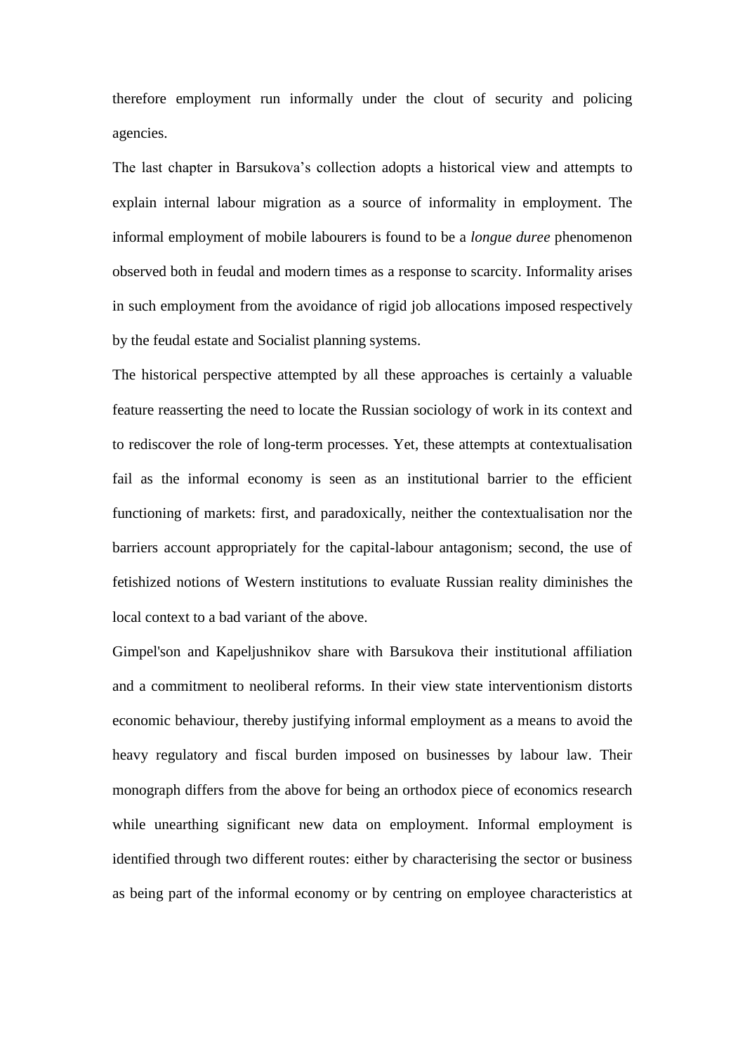therefore employment run informally under the clout of security and policing agencies.

The last chapter in Barsukova's collection adopts a historical view and attempts to explain internal labour migration as a source of informality in employment. The informal employment of mobile labourers is found to be a *longue duree* phenomenon observed both in feudal and modern times as a response to scarcity. Informality arises in such employment from the avoidance of rigid job allocations imposed respectively by the feudal estate and Socialist planning systems.

The historical perspective attempted by all these approaches is certainly a valuable feature reasserting the need to locate the Russian sociology of work in its context and to rediscover the role of long-term processes. Yet, these attempts at contextualisation fail as the informal economy is seen as an institutional barrier to the efficient functioning of markets: first, and paradoxically, neither the contextualisation nor the barriers account appropriately for the capital-labour antagonism; second, the use of fetishized notions of Western institutions to evaluate Russian reality diminishes the local context to a bad variant of the above.

Gimpel'son and Kapeljushnikov share with Barsukova their institutional affiliation and a commitment to neoliberal reforms. In their view state interventionism distorts economic behaviour, thereby justifying informal employment as a means to avoid the heavy regulatory and fiscal burden imposed on businesses by labour law. Their monograph differs from the above for being an orthodox piece of economics research while unearthing significant new data on employment. Informal employment is identified through two different routes: either by characterising the sector or business as being part of the informal economy or by centring on employee characteristics at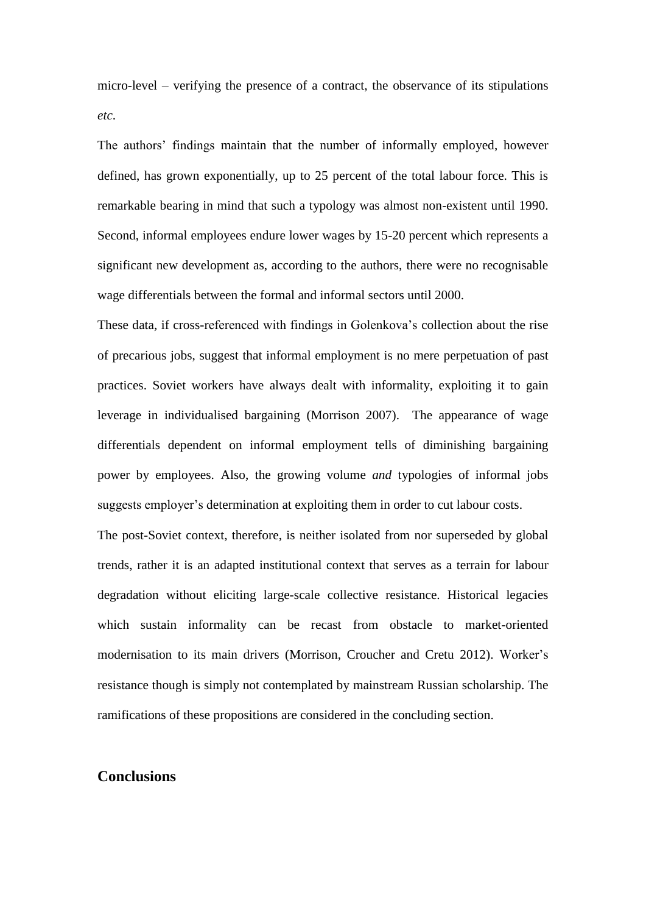micro-level – verifying the presence of a contract, the observance of its stipulations *etc*.

The authors' findings maintain that the number of informally employed, however defined, has grown exponentially, up to 25 percent of the total labour force. This is remarkable bearing in mind that such a typology was almost non-existent until 1990. Second, informal employees endure lower wages by 15-20 percent which represents a significant new development as, according to the authors, there were no recognisable wage differentials between the formal and informal sectors until 2000.

These data, if cross-referenced with findings in Golenkova's collection about the rise of precarious jobs, suggest that informal employment is no mere perpetuation of past practices. Soviet workers have always dealt with informality, exploiting it to gain leverage in individualised bargaining (Morrison 2007). The appearance of wage differentials dependent on informal employment tells of diminishing bargaining power by employees. Also, the growing volume *and* typologies of informal jobs suggests employer's determination at exploiting them in order to cut labour costs.

The post-Soviet context, therefore, is neither isolated from nor superseded by global trends, rather it is an adapted institutional context that serves as a terrain for labour degradation without eliciting large-scale collective resistance. Historical legacies which sustain informality can be recast from obstacle to market-oriented modernisation to its main drivers (Morrison, Croucher and Cretu 2012). Worker's resistance though is simply not contemplated by mainstream Russian scholarship. The ramifications of these propositions are considered in the concluding section.

## Conclusions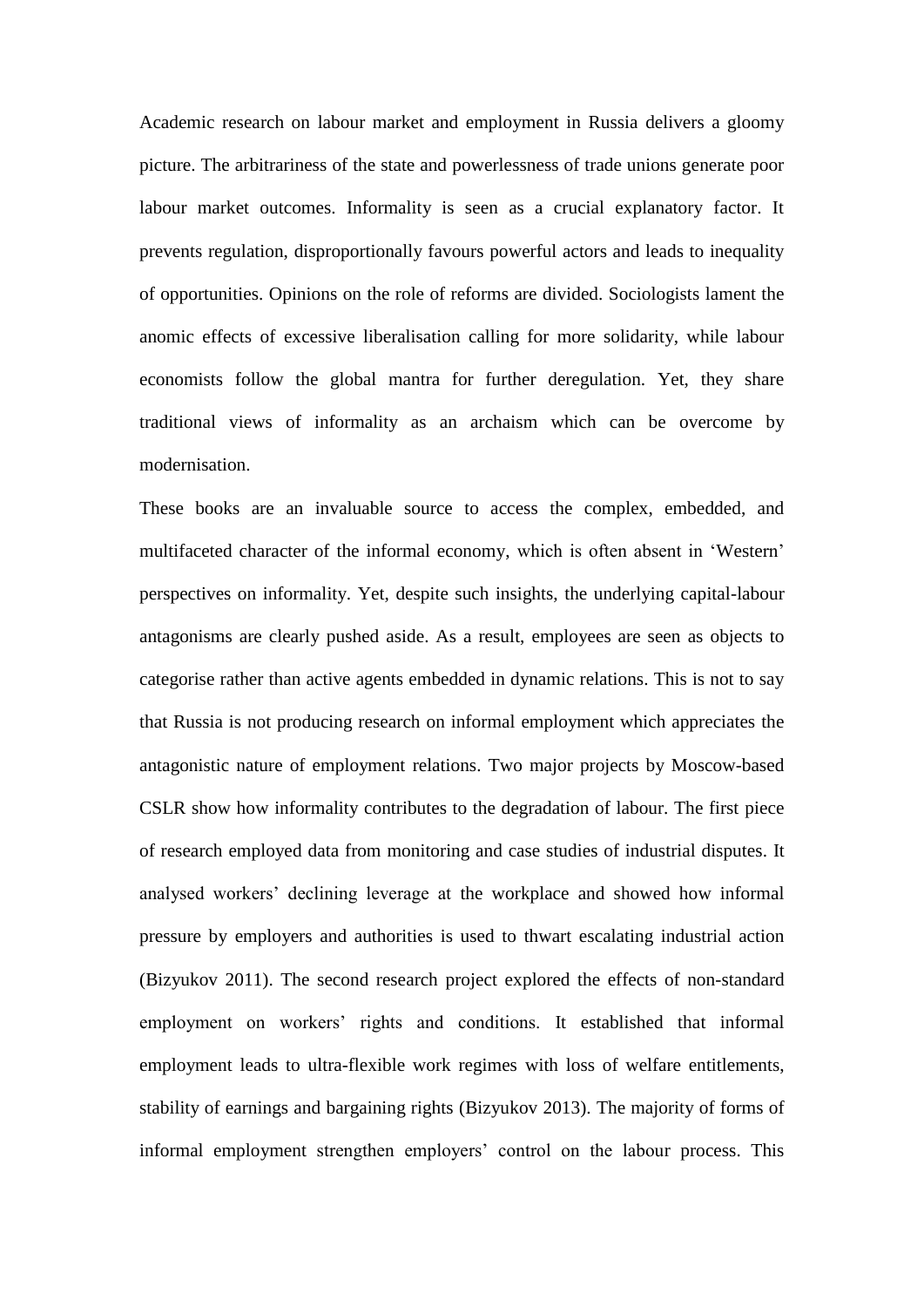Academic research on labour market and employment in Russia delivers a gloomy picture. The arbitrariness of the state and powerlessness of trade unions generate poor labour market outcomes. Informality is seen as a crucial explanatory factor. It prevents regulation, disproportionally favours powerful actors and leads to inequality of opportunities. Opinions on the role of reforms are divided. Sociologists lament the anomic effects of excessive liberalisation calling for more solidarity, while labour economists follow the global mantra for further deregulation. Yet, they share traditional views of informality as an archaism which can be overcome by modernisation.

These books are an invaluable source to access the complex, embedded, and multifaceted character of the informal economy, which is often absent in 'Western' perspectives on informality. Yet, despite such insights, the underlying capital-labour antagonisms are clearly pushed aside. As a result, employees are seen as objects to categorise rather than active agents embedded in dynamic relations. This is not to say that Russia is not producing research on informal employment which appreciates the antagonistic nature of employment relations. Two major projects by Moscow-based CSLR show how informality contributes to the degradation of labour. The first piece of research employed data from monitoring and case studies of industrial disputes. It analysed workers' declining leverage at the workplace and showed how informal pressure by employers and authorities is used to thwart escalating industrial action (Bizyukov 2011). The second research project explored the effects of non-standard employment on workers' rights and conditions. It established that informal employment leads to ultra-flexible work regimes with loss of welfare entitlements, stability of earnings and bargaining rights (Bizyukov 2013). The majority of forms of informal employment strengthen employers' control on the labour process. This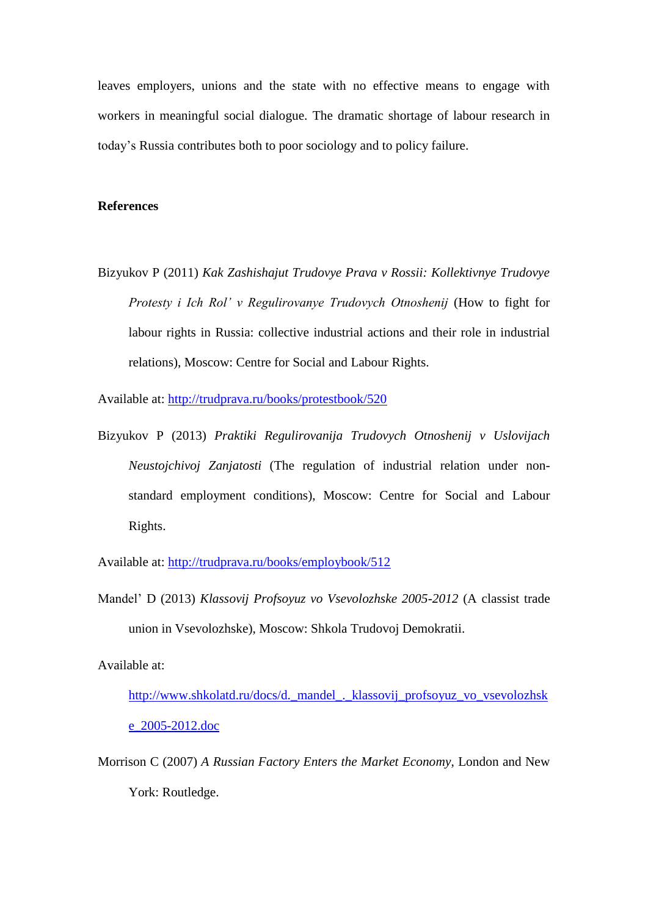leaves employers, unions and the state with no effective means to engage with workers in meaningful social dialogue. The dramatic shortage of labour research in today's Russia contributes both to poor sociology and to policy failure.

**References**

Bizyukov P (2011) *Kak Zashishajut Trudovye Prava v Rossii: Kollektivnye Trudovye Protesty i Ich Rol' v Regulirovanye Trudovych Otnoshenij* (How to fight for labour rights in Russia: collective industrial actions and their role in industrial relations), Moscow: Centre for Social and Labour Rights.

Available at: http://trudprava.ru/books/protestbook/520

Bizyukov P (2013) *Praktiki Regulirovanija Trudovych Otnoshenij v Uslovijach Neustojchivoj Zanjatosti* (The regulation of industrial relation under non-standard employment conditions), Moscow: Centre for Social and Labour Rights.

Available at: http://trudprava.ru/books/employbook/512

Mandel' D (2013) *Klassovij Profsoyuz vo Vsevolozhske 2005-2012* (A classist trade union in Vsevolozhske), Moscow: Shkola Trudovoj Demokratii.

Available at: http://www.shkolatd.ru/docs/d._mandel_._klassovij_profsoyuz_vo_vsevolozhske_2005-2012.doc

Morrison C (2007) *A Russian Factory Enters the Market Economy*, London and New York: Routledge.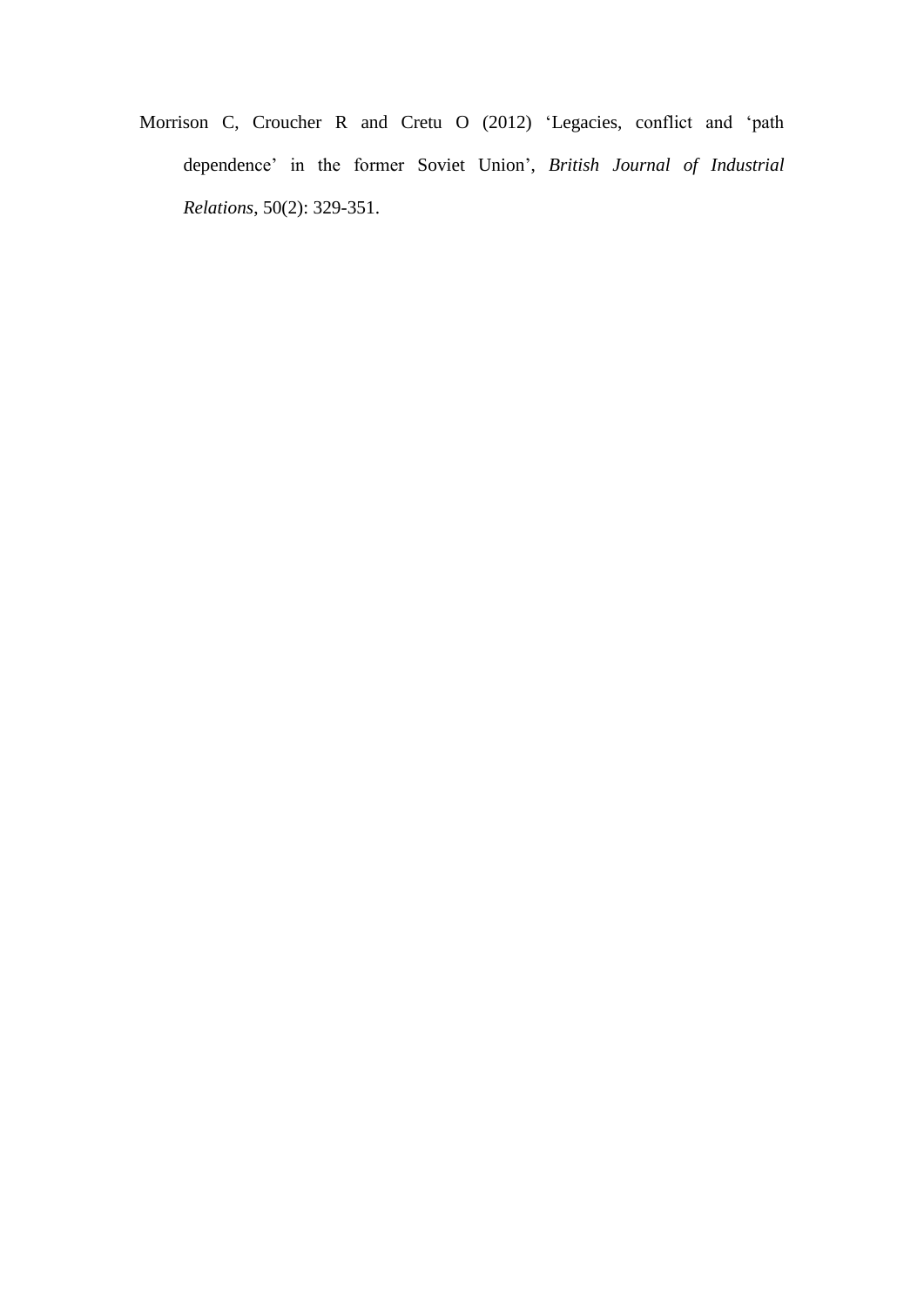Morrison C, Croucher R and Cretu O (2012) ‘Legacies, conflict and ‘path dependence’ in the former Soviet Union’, *British Journal of Industrial Relations*, 50(2): 329-351.